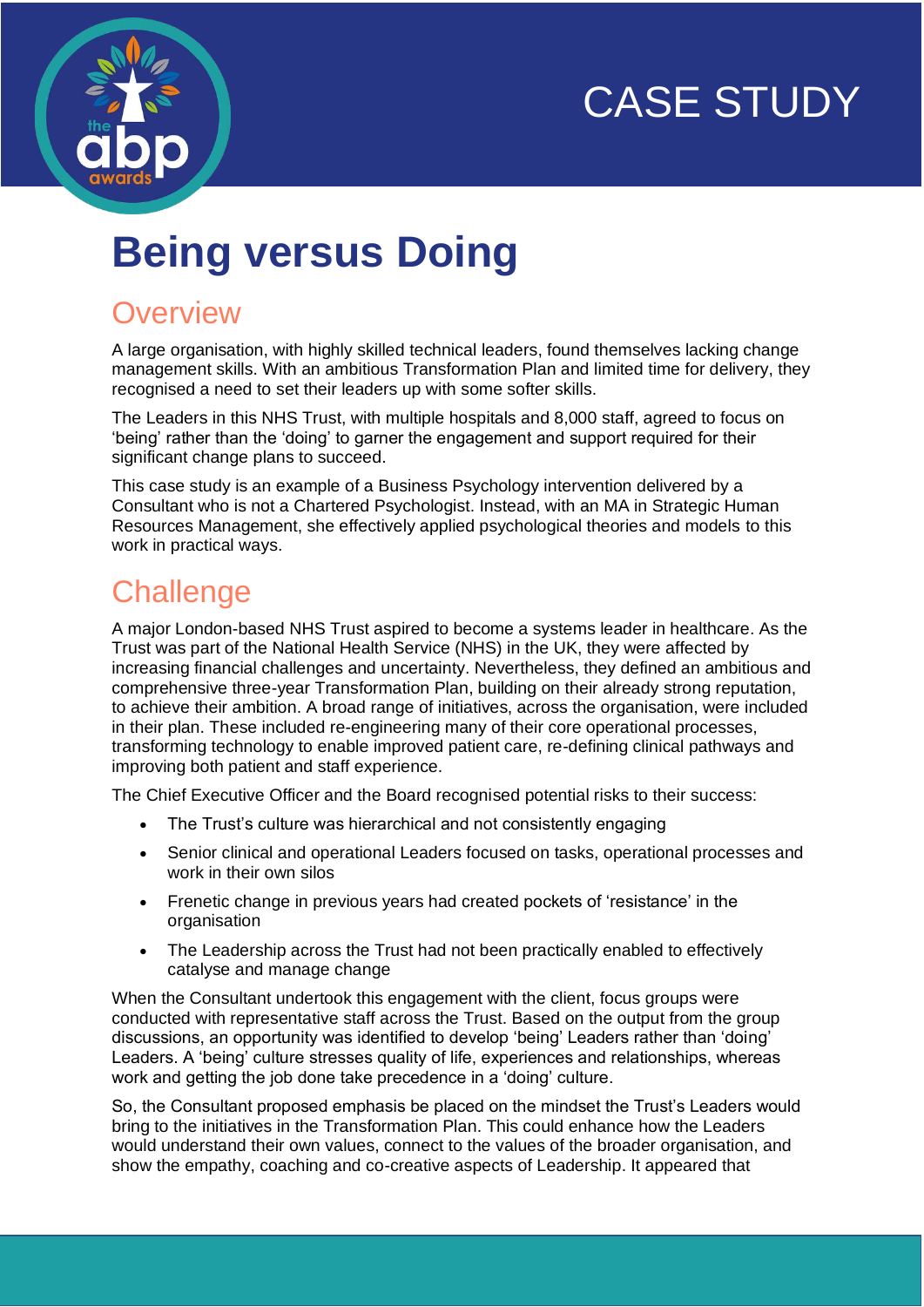CASE STUDY

# Being versus Doing

## Overview

A large organisation, with highly skilled technical leaders, found themselves lacking change management skills. With an ambitious Transformation Plan and limited time for delivery, they recognised a need to set their leaders up with some softer skills.

The Leaders in this NHS Trust, with multiple hospitals and 8,000 staff, agreed to focus on 'being' rather than the 'doing' to garner the engagement and support required for their significant change plans to succeed.

This case study is an example of a Business Psychology intervention delivered by a Consultant who is not a Chartered Psychologist. Instead, with an MA in Strategic Human Resources Management, she effectively applied psychological theories and models to this work in practical ways.

## Challenge

A major London-based NHS Trust aspired to become a systems leader in healthcare. As the Trust was part of the National Health Service (NHS) in the UK, they were affected by increasing financial challenges and uncertainty. Nevertheless, they defined an ambitious and comprehensive three-year Transformation Plan, building on their already strong reputation, to achieve their ambition. A broad range of initiatives, across the organisation, were included in their plan. These included re-engineering many of their core operational processes, transforming technology to enable improved patient care, re-defining clinical pathways and improving both patient and staff experience.

The Chief Executive Officer and the Board recognised potential risks to their success:

- The Trust's culture was hierarchical and not consistently engaging
- Senior clinical and operational Leaders focused on tasks, operational processes and work in their own silos
- Frenetic change in previous years had created pockets of 'resistance' in the organisation
- The Leadership across the Trust had not been practically enabled to effectively catalyse and manage change

When the Consultant undertook this engagement with the client, focus groups were conducted with representative staff across the Trust. Based on the output from the group discussions, an opportunity was identified to develop 'being' Leaders rather than 'doing' Leaders. A 'being' culture stresses quality of life, experiences and relationships, whereas work and getting the job done take precedence in a 'doing' culture.

So, the Consultant proposed emphasis be placed on the mindset the Trust's Leaders would bring to the initiatives in the Transformation Plan. This could enhance how the Leaders would understand their own values, connect to the values of the broader organisation, and show the empathy, coaching and co-creative aspects of Leadership. It appeared that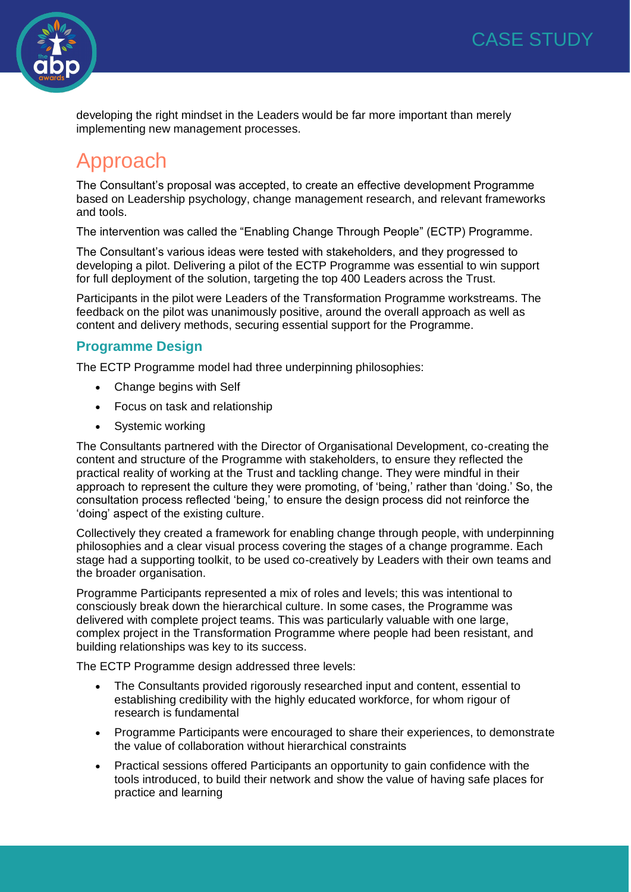developing the right mindset in the Leaders would be far more important than merely implementing new management processes.

# Approach

The Consultant's proposal was accepted, to create an effective development Programme based on Leadership psychology, change management research, and relevant frameworks and tools.

The intervention was called the "Enabling Change Through People" (ECTP) Programme.

The Consultant's various ideas were tested with stakeholders, and they progressed to developing a pilot. Delivering a pilot of the ECTP Programme was essential to win support for full deployment of the solution, targeting the top 400 Leaders across the Trust.

Participants in the pilot were Leaders of the Transformation Programme workstreams. The feedback on the pilot was unanimously positive, around the overall approach as well as content and delivery methods, securing essential support for the Programme.

## Programme Design

The ECTP Programme model had three underpinning philosophies:

- Change begins with Self
- Focus on task and relationship
- Systemic working

The Consultants partnered with the Director of Organisational Development, co-creating the content and structure of the Programme with stakeholders, to ensure they reflected the practical reality of working at the Trust and tackling change. They were mindful in their approach to represent the culture they were promoting, of 'being,' rather than 'doing.' So, the consultation process reflected 'being,' to ensure the design process did not reinforce the 'doing' aspect of the existing culture.

Collectively they created a framework for enabling change through people, with underpinning philosophies and a clear visual process covering the stages of a change programme. Each stage had a supporting toolkit, to be used co-creatively by Leaders with their own teams and the broader organisation.

Programme Participants represented a mix of roles and levels; this was intentional to consciously break down the hierarchical culture. In some cases, the Programme was delivered with complete project teams. This was particularly valuable with one large, complex project in the Transformation Programme where people had been resistant, and building relationships was key to its success.

The ECTP Programme design addressed three levels:

- The Consultants provided rigorously researched input and content, essential to establishing credibility with the highly educated workforce, for whom rigour of research is fundamental
- Programme Participants were encouraged to share their experiences, to demonstrate the value of collaboration without hierarchical constraints
- Practical sessions offered Participants an opportunity to gain confidence with the tools introduced, to build their network and show the value of having safe places for practice and learning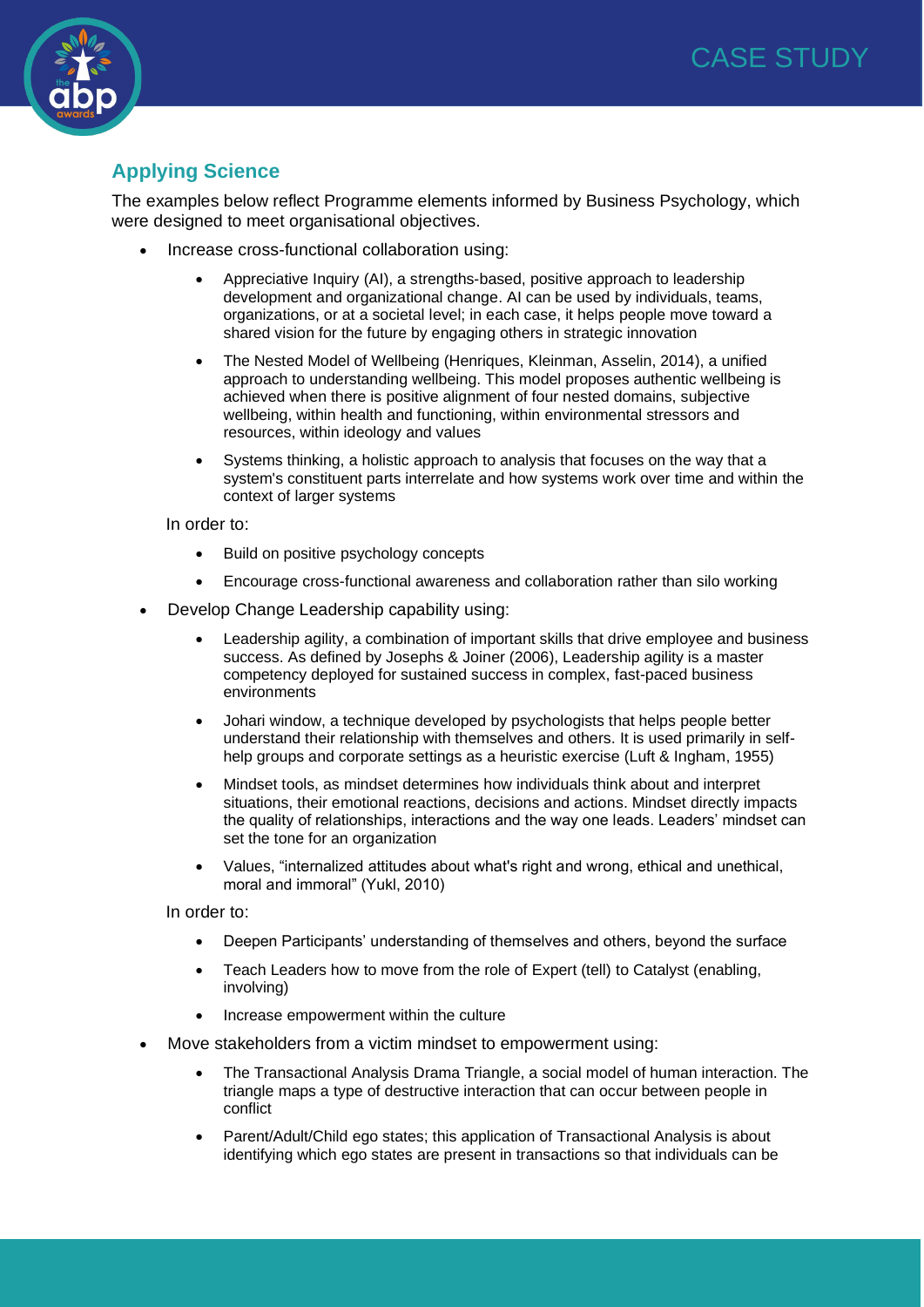## Applying Science

The examples below reflect Programme elements informed by Business Psychology, which were designed to meet organisational objectives.

- Increase cross-functional collaboration using:
    - Appreciative Inquiry (AI), a strengths-based, positive approach to leadership development and organizational change. AI can be used by individuals, teams, organizations, or at a societal level; in each case, it helps people move toward a shared vision for the future by engaging others in strategic innovation
    - The Nested Model of Wellbeing (Henriques, Kleinman, Asselin, 2014), a unified approach to understanding wellbeing. This model proposes authentic wellbeing is achieved when there is positive alignment of four nested domains, subjective wellbeing, within health and functioning, within environmental stressors and resources, within ideology and values
    - Systems thinking, a holistic approach to analysis that focuses on the way that a system's constituent parts interrelate and how systems work over time and within the context of larger systems

  In order to:

    - Build on positive psychology concepts
    - Encourage cross-functional awareness and collaboration rather than silo working

- Develop Change Leadership capability using:
    - Leadership agility, a combination of important skills that drive employee and business success. As defined by Josephs & Joiner (2006), Leadership agility is a master competency deployed for sustained success in complex, fast-paced business environments
    - Johari window, a technique developed by psychologists that helps people better understand their relationship with themselves and others. It is used primarily in self-help groups and corporate settings as a heuristic exercise (Luft & Ingham, 1955)
    - Mindset tools, as mindset determines how individuals think about and interpret situations, their emotional reactions, decisions and actions. Mindset directly impacts the quality of relationships, interactions and the way one leads. Leaders' mindset can set the tone for an organization
    - Values, "internalized attitudes about what's right and wrong, ethical and unethical, moral and immoral" (Yukl, 2010)

  In order to:

    - Deepen Participants' understanding of themselves and others, beyond the surface
    - Teach Leaders how to move from the role of Expert (tell) to Catalyst (enabling, involving)
    - Increase empowerment within the culture

- Move stakeholders from a victim mindset to empowerment using:
    - The Transactional Analysis Drama Triangle, a social model of human interaction. The triangle maps a type of destructive interaction that can occur between people in conflict
    - Parent/Adult/Child ego states; this application of Transactional Analysis is about identifying which ego states are present in transactions so that individuals can be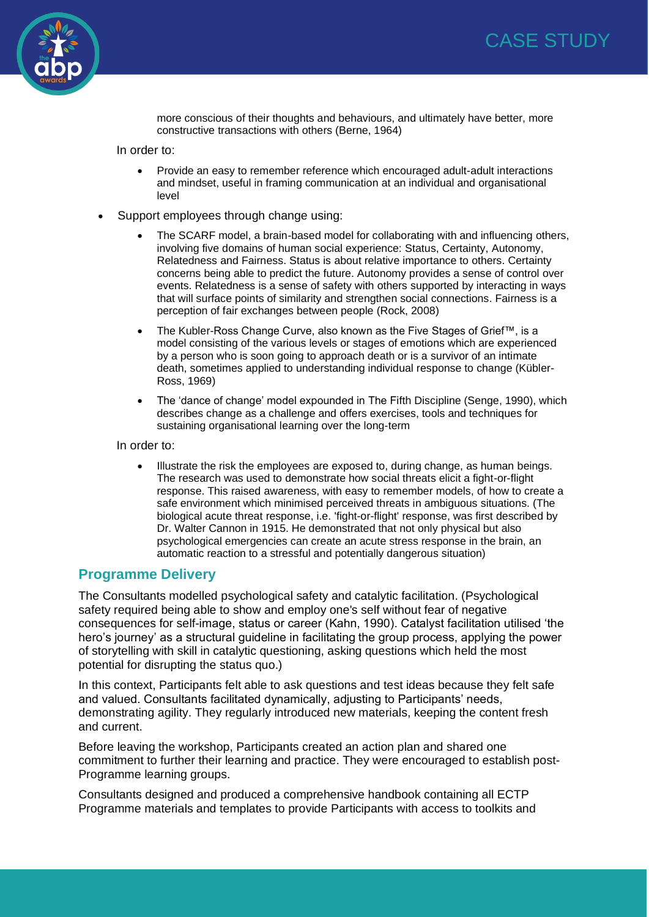more conscious of their thoughts and behaviours, and ultimately have better, more constructive transactions with others (Berne, 1964)

In order to:

- Provide an easy to remember reference which encouraged adult-adult interactions and mindset, useful in framing communication at an individual and organisational level

- Support employees through change using:
  - The SCARF model, a brain-based model for collaborating with and influencing others, involving five domains of human social experience: Status, Certainty, Autonomy, Relatedness and Fairness. Status is about relative importance to others. Certainty concerns being able to predict the future. Autonomy provides a sense of control over events. Relatedness is a sense of safety with others supported by interacting in ways that will surface points of similarity and strengthen social connections. Fairness is a perception of fair exchanges between people (Rock, 2008)
  - The Kubler-Ross Change Curve, also known as the Five Stages of Grief™, is a model consisting of the various levels or stages of emotions which are experienced by a person who is soon going to approach death or is a survivor of an intimate death, sometimes applied to understanding individual response to change (Kübler-Ross, 1969)
  - The 'dance of change' model expounded in The Fifth Discipline (Senge, 1990), which describes change as a challenge and offers exercises, tools and techniques for sustaining organisational learning over the long-term

  In order to:

  - Illustrate the risk the employees are exposed to, during change, as human beings. The research was used to demonstrate how social threats elicit a fight-or-flight response. This raised awareness, with easy to remember models, of how to create a safe environment which minimised perceived threats in ambiguous situations. (The biological acute threat response, i.e. 'fight-or-flight' response, was first described by Dr. Walter Cannon in 1915. He demonstrated that not only physical but also psychological emergencies can create an acute stress response in the brain, an automatic reaction to a stressful and potentially dangerous situation)

## Programme Delivery

The Consultants modelled psychological safety and catalytic facilitation. (Psychological safety required being able to show and employ one's self without fear of negative consequences for self-image, status or career (Kahn, 1990). Catalyst facilitation utilised 'the hero's journey' as a structural guideline in facilitating the group process, applying the power of storytelling with skill in catalytic questioning, asking questions which held the most potential for disrupting the status quo.)

In this context, Participants felt able to ask questions and test ideas because they felt safe and valued. Consultants facilitated dynamically, adjusting to Participants' needs, demonstrating agility. They regularly introduced new materials, keeping the content fresh and current.

Before leaving the workshop, Participants created an action plan and shared one commitment to further their learning and practice. They were encouraged to establish post-Programme learning groups.

Consultants designed and produced a comprehensive handbook containing all ECTP Programme materials and templates to provide Participants with access to toolkits and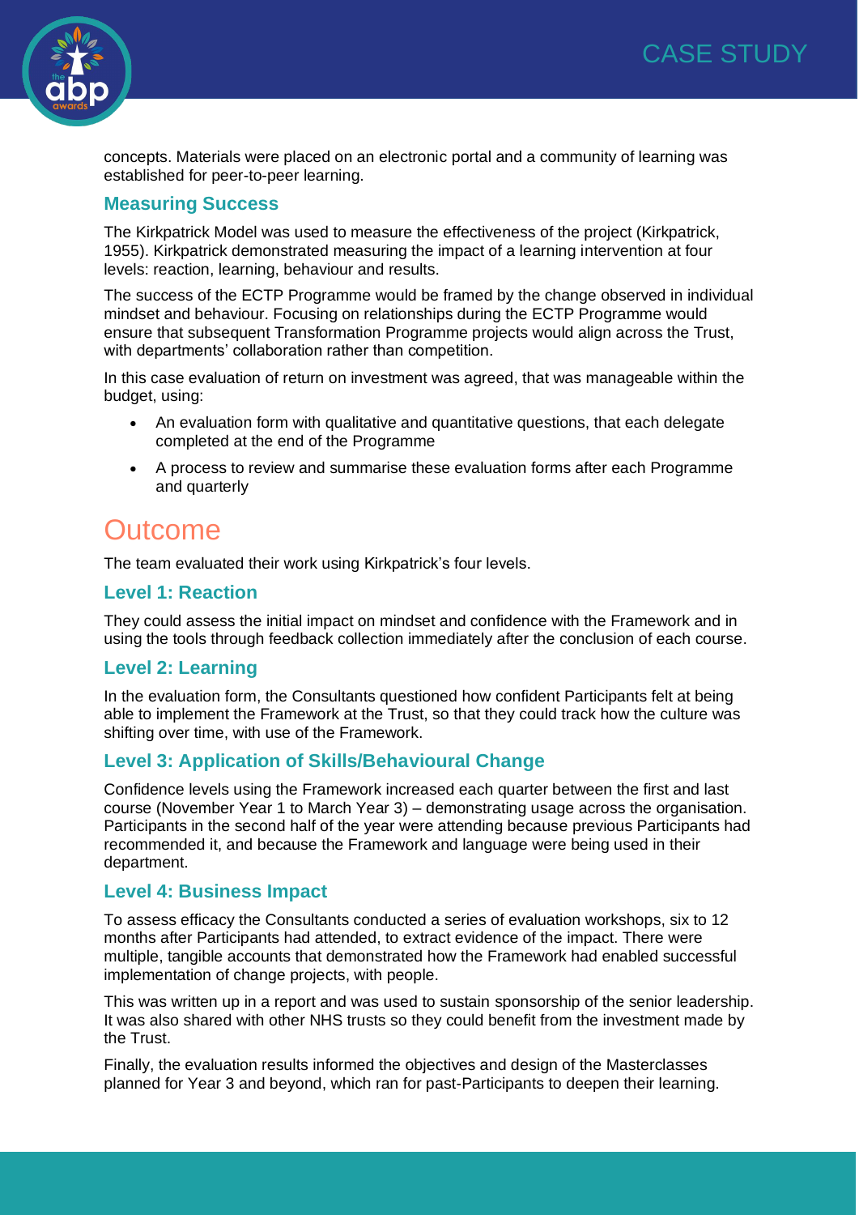concepts. Materials were placed on an electronic portal and a community of learning was established for peer-to-peer learning.

### Measuring Success

The Kirkpatrick Model was used to measure the effectiveness of the project (Kirkpatrick, 1955). Kirkpatrick demonstrated measuring the impact of a learning intervention at four levels: reaction, learning, behaviour and results.

The success of the ECTP Programme would be framed by the change observed in individual mindset and behaviour. Focusing on relationships during the ECTP Programme would ensure that subsequent Transformation Programme projects would align across the Trust, with departments' collaboration rather than competition.

In this case evaluation of return on investment was agreed, that was manageable within the budget, using:

- An evaluation form with qualitative and quantitative questions, that each delegate completed at the end of the Programme
- A process to review and summarise these evaluation forms after each Programme and quarterly

## Outcome

The team evaluated their work using Kirkpatrick's four levels.

### Level 1: Reaction

They could assess the initial impact on mindset and confidence with the Framework and in using the tools through feedback collection immediately after the conclusion of each course.

### Level 2: Learning

In the evaluation form, the Consultants questioned how confident Participants felt at being able to implement the Framework at the Trust, so that they could track how the culture was shifting over time, with use of the Framework.

### Level 3: Application of Skills/Behavioural Change

Confidence levels using the Framework increased each quarter between the first and last course (November Year 1 to March Year 3) – demonstrating usage across the organisation. Participants in the second half of the year were attending because previous Participants had recommended it, and because the Framework and language were being used in their department.

### Level 4: Business Impact

To assess efficacy the Consultants conducted a series of evaluation workshops, six to 12 months after Participants had attended, to extract evidence of the impact. There were multiple, tangible accounts that demonstrated how the Framework had enabled successful implementation of change projects, with people.

This was written up in a report and was used to sustain sponsorship of the senior leadership. It was also shared with other NHS trusts so they could benefit from the investment made by the Trust.

Finally, the evaluation results informed the objectives and design of the Masterclasses planned for Year 3 and beyond, which ran for past-Participants to deepen their learning.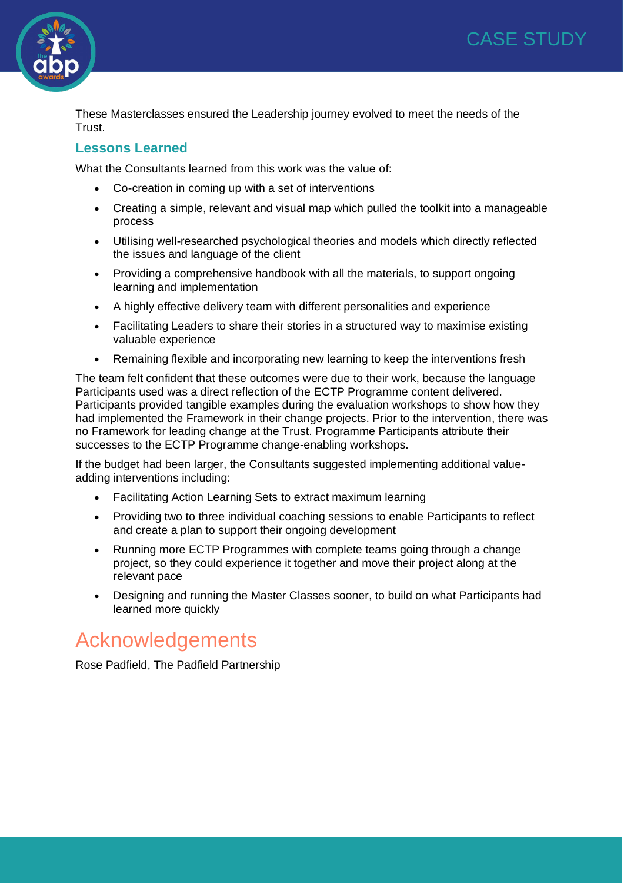These Masterclasses ensured the Leadership journey evolved to meet the needs of the Trust.

### Lessons Learned

What the Consultants learned from this work was the value of:

- Co-creation in coming up with a set of interventions
- Creating a simple, relevant and visual map which pulled the toolkit into a manageable process
- Utilising well-researched psychological theories and models which directly reflected the issues and language of the client
- Providing a comprehensive handbook with all the materials, to support ongoing learning and implementation
- A highly effective delivery team with different personalities and experience
- Facilitating Leaders to share their stories in a structured way to maximise existing valuable experience
- Remaining flexible and incorporating new learning to keep the interventions fresh

The team felt confident that these outcomes were due to their work, because the language Participants used was a direct reflection of the ECTP Programme content delivered. Participants provided tangible examples during the evaluation workshops to show how they had implemented the Framework in their change projects. Prior to the intervention, there was no Framework for leading change at the Trust. Programme Participants attribute their successes to the ECTP Programme change-enabling workshops.

If the budget had been larger, the Consultants suggested implementing additional value-adding interventions including:

- Facilitating Action Learning Sets to extract maximum learning
- Providing two to three individual coaching sessions to enable Participants to reflect and create a plan to support their ongoing development
- Running more ECTP Programmes with complete teams going through a change project, so they could experience it together and move their project along at the relevant pace
- Designing and running the Master Classes sooner, to build on what Participants had learned more quickly

## Acknowledgements

Rose Padfield, The Padfield Partnership